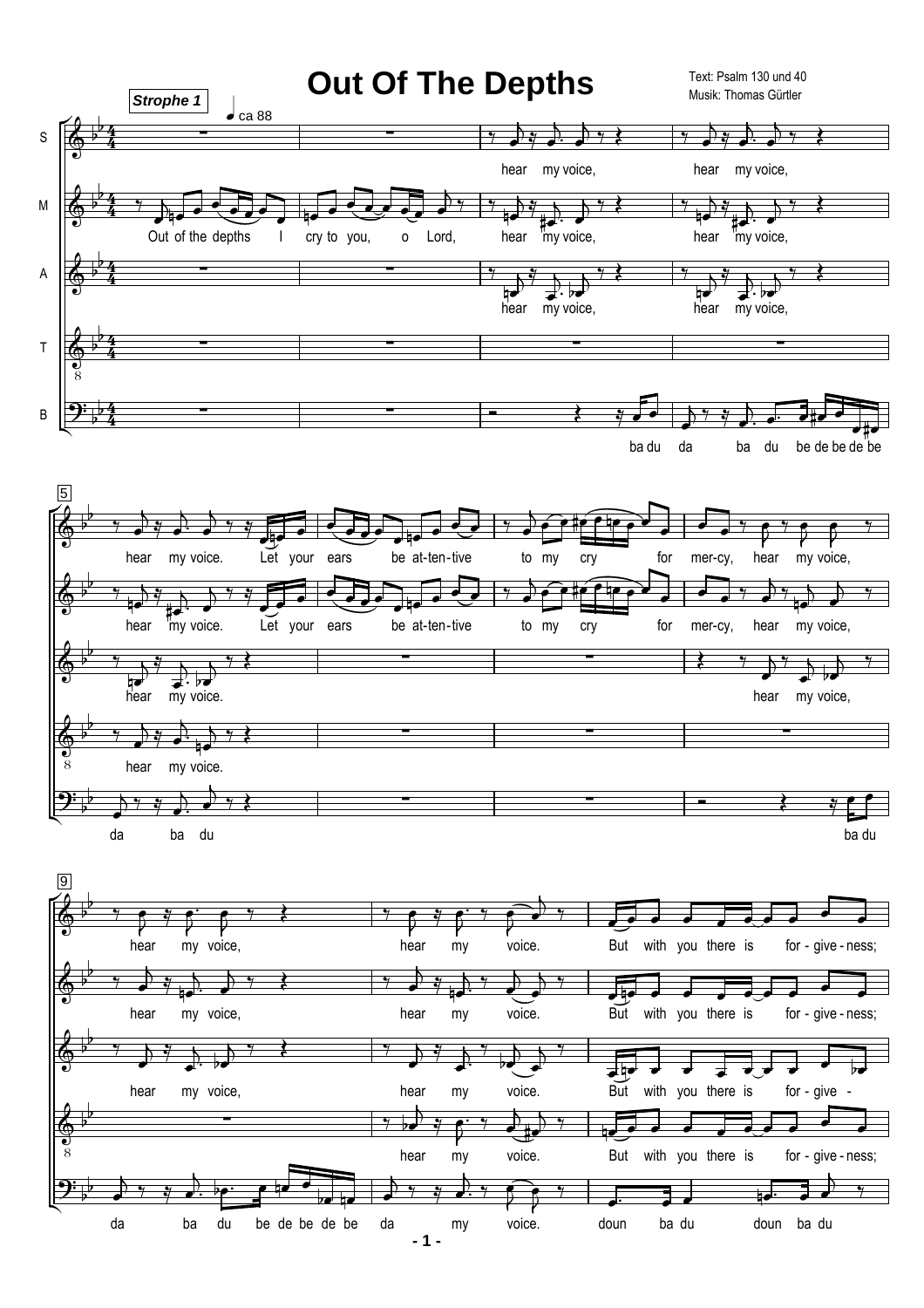# Out Of The Depths

Text: Psalm 130 und 40
Musik: Thomas Gürtler

**Strophe 1**

♩ ca 88

S: hear my voice, hear my voice,

M: Out of the depths I cry to you, o Lord, hear my voice, hear my voice,

A: hear my voice, hear my voice,

T

B: ba du da ba du be de be de be

5

S: hear my voice. Let your ears be at-ten-tive to my cry for mer-cy, hear my voice,

M: hear my voice. Let your ears be at-ten-tive to my cry for mer-cy, hear my voice,

A: hear my voice. hear my voice,

T: hear my voice.

B: da ba du ba du

9

S: hear my voice, hear my voice. But with you there is for - give - ness;

M: hear my voice, hear my voice. But with you there is for - give - ness;

A: hear my voice, hear my voice. But with you there is for - give -

T: hear my voice. But with you there is for - give - ness;

B: da ba du be de be de be da my voice. doun ba du doun ba du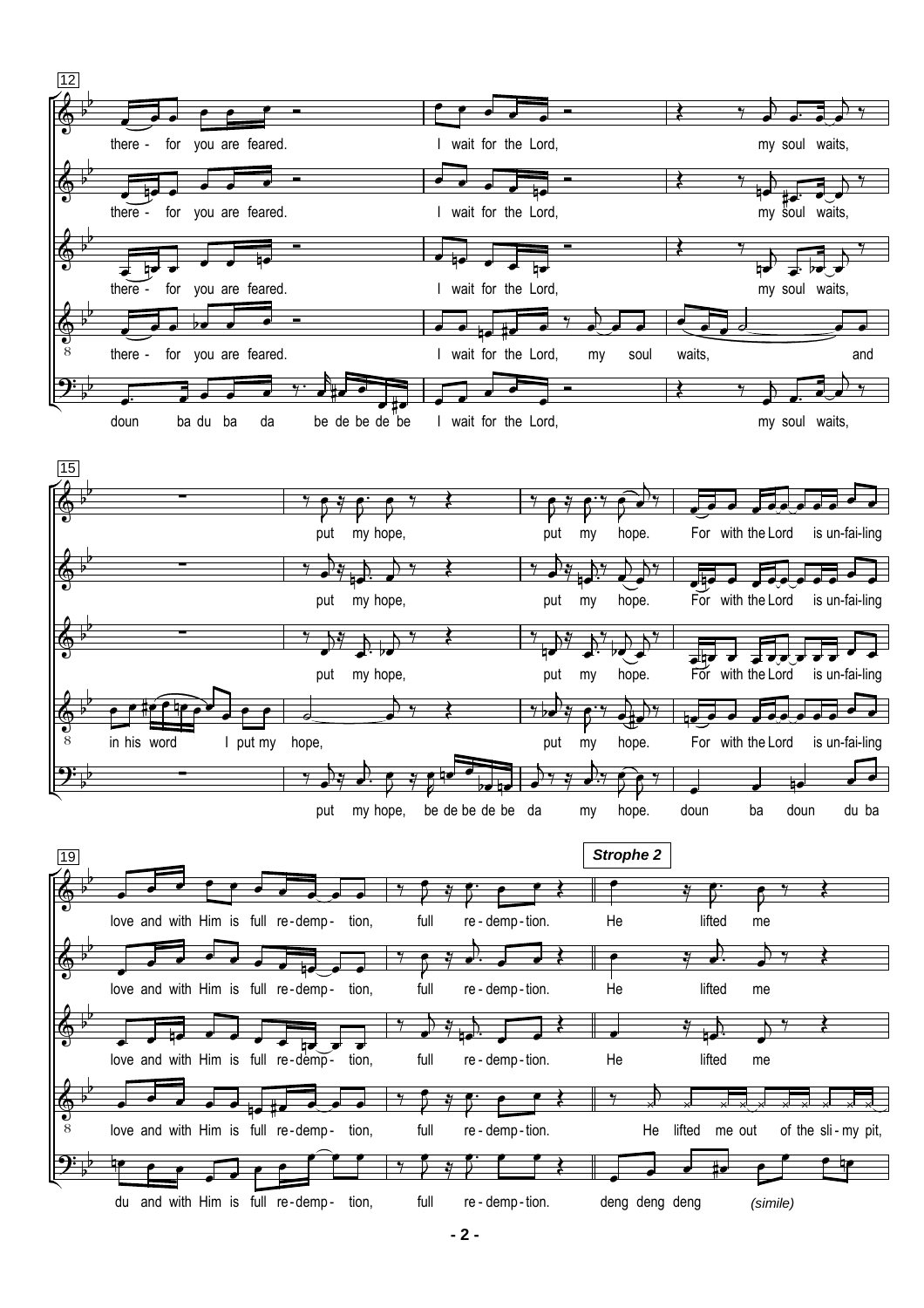**12**

there - for you are feared. I wait for the Lord, my soul waits,

there - for you are feared. I wait for the Lord, my soul waits,

there - for you are feared. I wait for the Lord, my soul waits,

there - for you are feared. I wait for the Lord, my soul waits, and

doun ba du ba da be de be de be I wait for the Lord, my soul waits,

**15**

put my hope, put my hope. For with the Lord is un-fai-ling

put my hope, put my hope. For with the Lord is un-fai-ling

put my hope, put my hope. For with the Lord is un-fai-ling

in his word I put my hope, put my hope. For with the Lord is un-fai-ling

put my hope, be de be de be da my hope. doun ba doun du ba

**19**

***Strophe 2***

love and with Him is full re-demp - tion, full re - demp - tion. He lifted me

love and with Him is full re-demp - tion, full re - demp - tion. He lifted me

love and with Him is full re-demp - tion, full re - demp - tion. He lifted me

love and with Him is full re-demp - tion, full re - demp - tion. He lifted me out of the sli - my pit,

du and with Him is full re-demp - tion, full re - demp - tion. deng deng deng *(simile)*